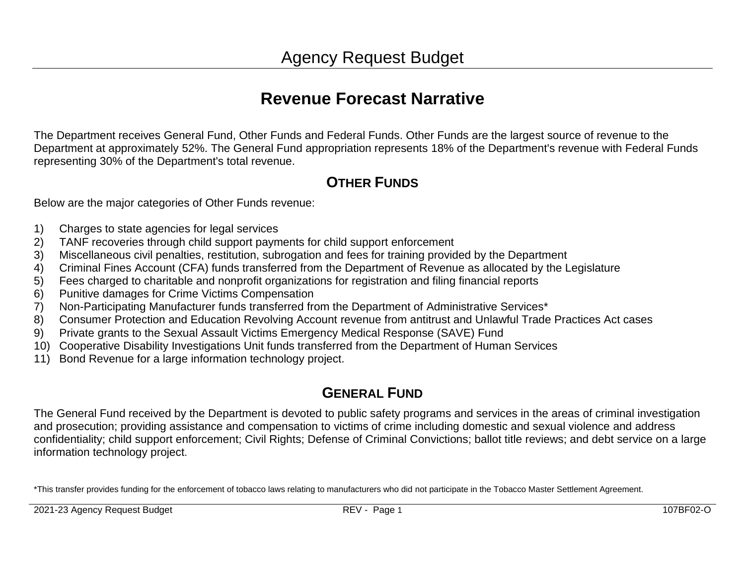# Agency Request Budget

## Revenue Forecast Narrative

The Department receives General Fund, Other Funds and Federal Funds. Other Funds are the largest source of revenue to the Department at approximately 52%. The General Fund appropriation represents 18% of the Department's revenue with Federal Funds representing 30% of the Department's total revenue.

### OTHER FUNDS

Below are the major categories of Other Funds revenue:

1) Charges to state agencies for legal services
2) TANF recoveries through child support payments for child support enforcement
3) Miscellaneous civil penalties, restitution, subrogation and fees for training provided by the Department
4) Criminal Fines Account (CFA) funds transferred from the Department of Revenue as allocated by the Legislature
5) Fees charged to charitable and nonprofit organizations for registration and filing financial reports
6) Punitive damages for Crime Victims Compensation
7) Non-Participating Manufacturer funds transferred from the Department of Administrative Services*
8) Consumer Protection and Education Revolving Account revenue from antitrust and Unlawful Trade Practices Act cases
9) Private grants to the Sexual Assault Victims Emergency Medical Response (SAVE) Fund
10) Cooperative Disability Investigations Unit funds transferred from the Department of Human Services
11) Bond Revenue for a large information technology project.

### GENERAL FUND

The General Fund received by the Department is devoted to public safety programs and services in the areas of criminal investigation and prosecution; providing assistance and compensation to victims of crime including domestic and sexual violence and address confidentiality; child support enforcement; Civil Rights; Defense of Criminal Convictions; ballot title reviews; and debt service on a large information technology project.

*This transfer provides funding for the enforcement of tobacco laws relating to manufacturers who did not participate in the Tobacco Master Settlement Agreement.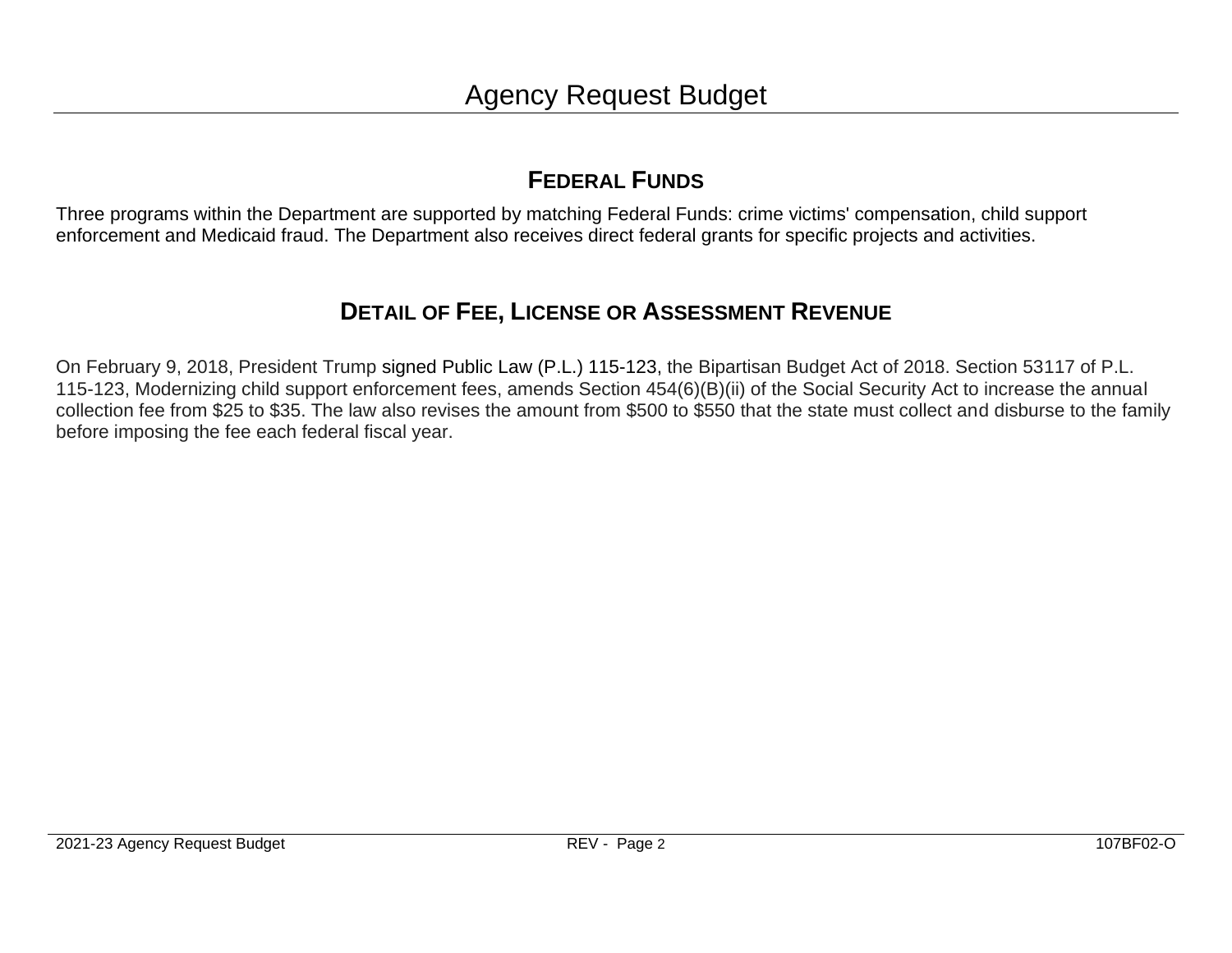## Federal Funds

Three programs within the Department are supported by matching Federal Funds: crime victims' compensation, child support enforcement and Medicaid fraud. The Department also receives direct federal grants for specific projects and activities.

## Detail of Fee, License or Assessment Revenue

On February 9, 2018, President Trump signed Public Law (P.L.) 115-123, the Bipartisan Budget Act of 2018. Section 53117 of P.L. 115-123, Modernizing child support enforcement fees, amends Section 454(6)(B)(ii) of the Social Security Act to increase the annual collection fee from $25 to $35. The law also revises the amount from $500 to $550 that the state must collect and disburse to the family before imposing the fee each federal fiscal year.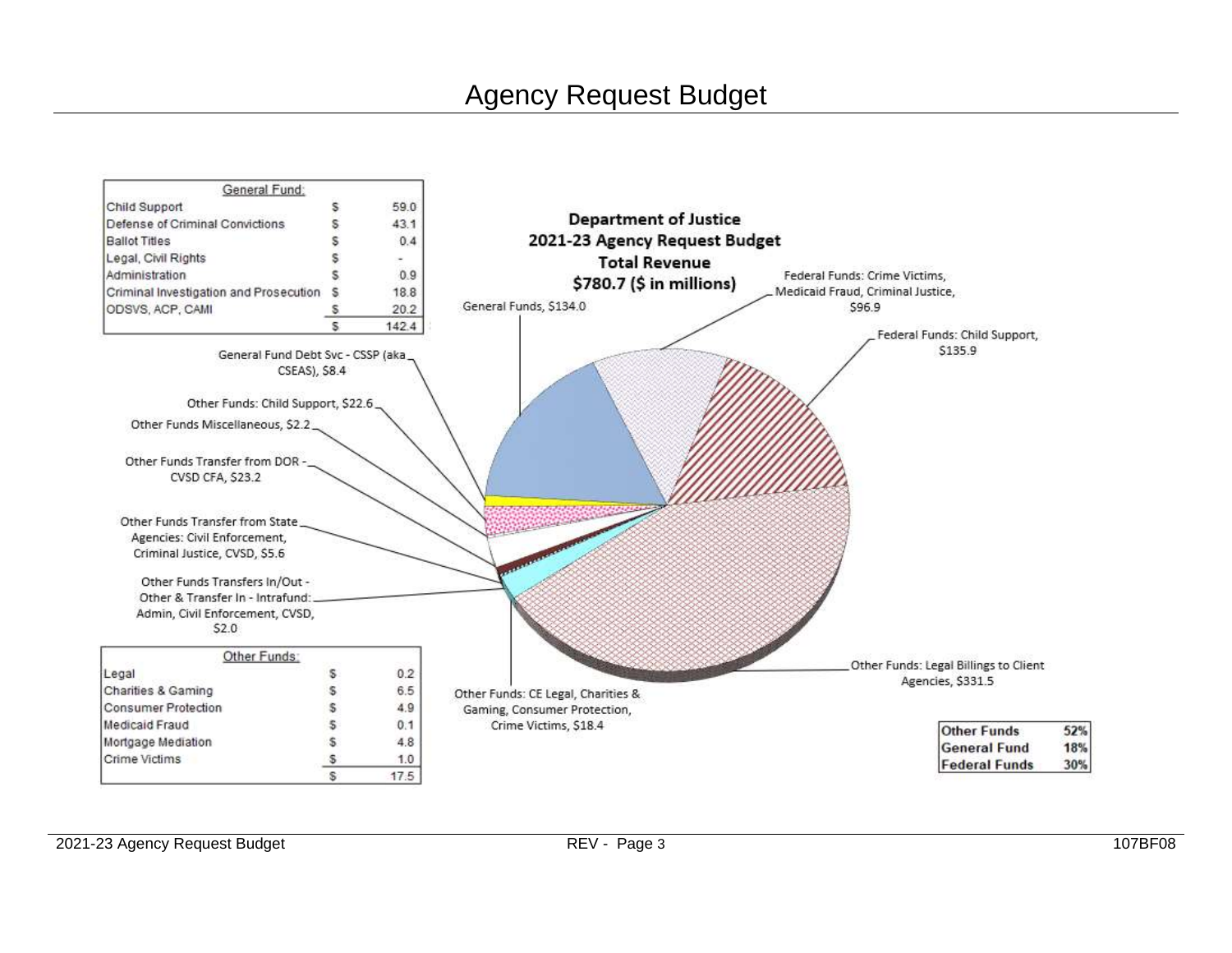# Agency Request Budget

| General Fund: | | |
|---|---|---|
| Child Support | $ | 59.0 |
| Defense of Criminal Convictions | $ | 43.1 |
| Ballot Titles | $ | 0.4 |
| Legal, Civil Rights | $ | - |
| Administration | $ | 0.9 |
| Criminal Investigation and Prosecution | $ | 18.8 |
| ODSVS, ACP, CAMI | $ | 20.2 |
| | $ | 142.4 |

**Department of Justice**
**2021-23 Agency Request Budget**
**Total Revenue**
**$780.7 ($ in millions)**

- General Funds, $134.0
- Federal Funds: Crime Victims, Medicaid Fraud, Criminal Justice, $96.9
- Federal Funds: Child Support, $135.9
- General Fund Debt Svc - CSSP (aka CSEAS), $8.4
- Other Funds: Child Support, $22.6
- Other Funds Miscellaneous, $2.2
- Other Funds Transfer from DOR - CVSD CFA, $23.2
- Other Funds Transfer from State Agencies: Civil Enforcement, Criminal Justice, CVSD, $5.6
- Other Funds Transfers In/Out - Other & Transfer In - Intrafund: Admin, Civil Enforcement, CVSD, $2.0
- Other Funds: CE Legal, Charities & Gaming, Consumer Protection, Crime Victims, $18.4
- Other Funds: Legal Billings to Client Agencies, $331.5

| Other Funds: | | |
|---|---|---|
| Legal | $ | 0.2 |
| Charities & Gaming | $ | 6.5 |
| Consumer Protection | $ | 4.9 |
| Medicaid Fraud | $ | 0.1 |
| Mortgage Mediation | $ | 4.8 |
| Crime Victims | $ | 1.0 |
| | $ | 17.5 |

| | |
|---|---|
| **Other Funds** | **52%** |
| **General Fund** | **18%** |
| **Federal Funds** | **30%** |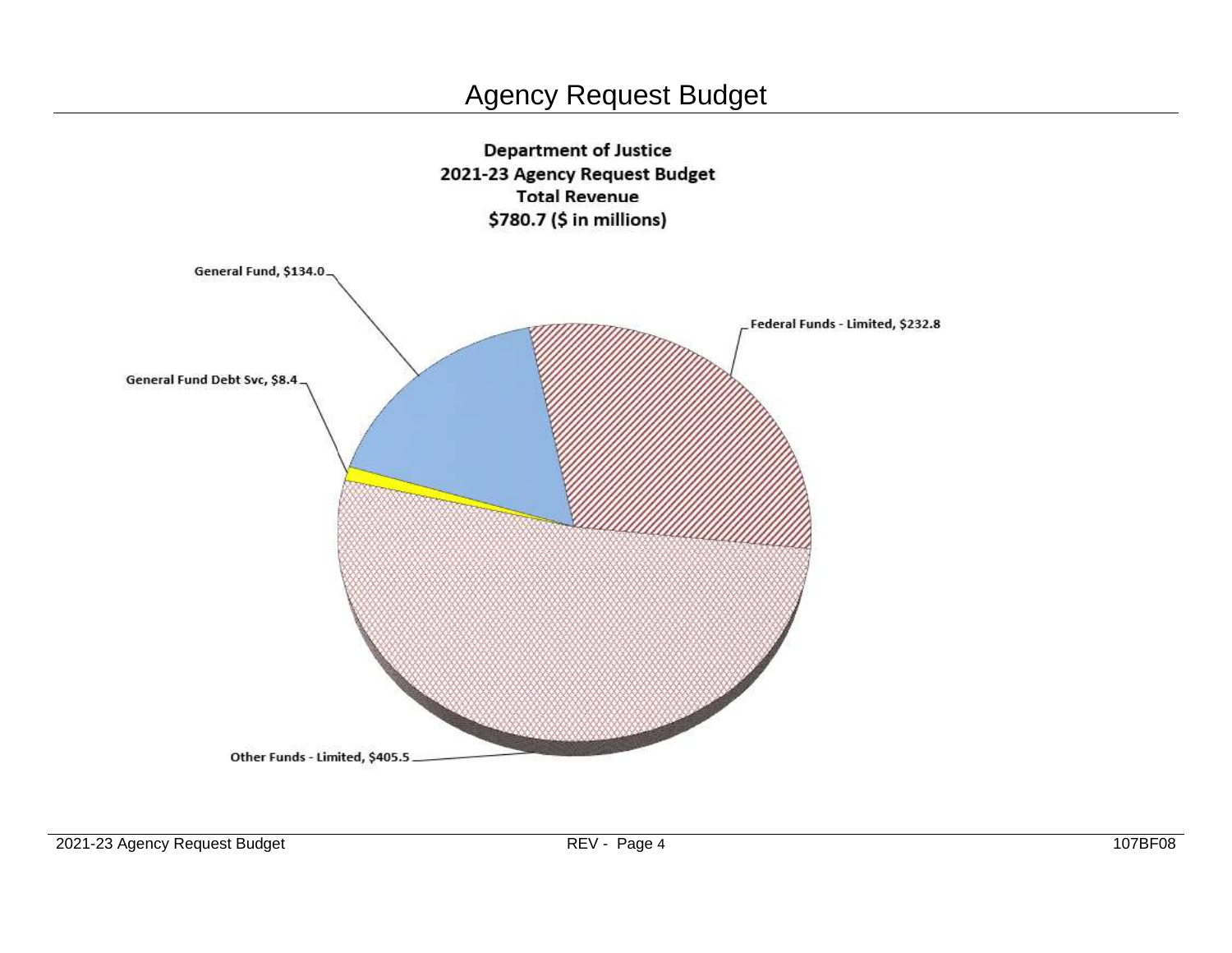# Agency Request Budget

**Department of Justice**
**2021-23 Agency Request Budget**
**Total Revenue**
**$780.7 ($ in millions)**

General Fund, $134.0

Federal Funds - Limited, $232.8

General Fund Debt Svc, $8.4

Other Funds - Limited, $405.5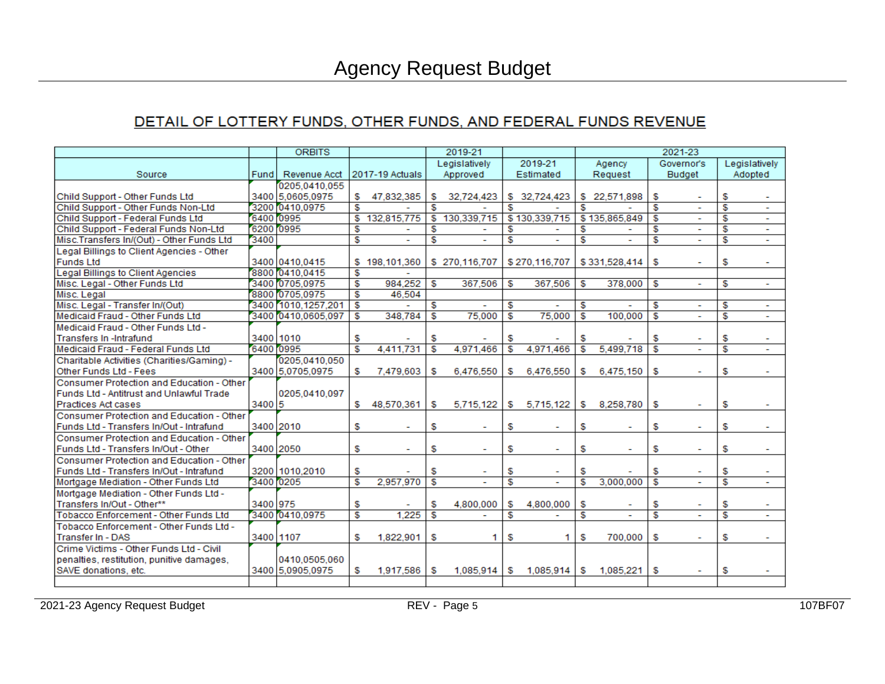# Agency Request Budget

## DETAIL OF LOTTERY FUNDS, OTHER FUNDS, AND FEDERAL FUNDS REVENUE

| Source | Fund | ORBITS Revenue Acct | 2017-19 Actuals | 2019-21 Legislatively Approved | 2019-21 Estimated | 2021-23 Agency Request | 2021-23 Governor's Budget | 2021-23 Legislatively Adopted |
|---|---|---|---|---|---|---|---|---|
| Child Support - Other Funds Ltd | 3400 | 0205,0410,0555,0605,0975 | $ 47,832,385 | $ 32,724,423 | $ 32,724,423 | $ 22,571,898 | $ - | $ - |
| Child Support - Other Funds Non-Ltd | 3200 | 0410,0975 | $ - | $ - | $ - | $ - | $ - | $ - |
| Child Support - Federal Funds Ltd | 6400 | 0995 | $ 132,815,775 | $ 130,339,715 | $ 130,339,715 | $ 135,865,849 | $ - | $ - |
| Child Support - Federal Funds Non-Ltd | 6200 | 0995 | $ - | $ - | $ - | $ - | $ - | $ - |
| Misc.Transfers In/(Out) - Other Funds Ltd | 3400 | | $ - | $ - | $ - | $ - | $ - | $ - |
| Legal Billings to Client Agencies - Other Funds Ltd | 3400 | 0410,0415 | $ 198,101,360 | $ 270,116,707 | $ 270,116,707 | $ 331,528,414 | $ - | $ - |
| Legal Billings to Client Agencies | 8800 | 0410,0415 | $ - | | | | | |
| Misc. Legal - Other Funds Ltd | 3400 | 0705,0975 | $ 984,252 | $ 367,506 | $ 367,506 | $ 378,000 | $ - | $ - |
| Misc. Legal | 8800 | 0705,0975 | $ 46,504 | | | | | |
| Misc. Legal - Transfer In/(Out) | 3400 | 1010,1257,201 | $ - | $ - | $ - | $ - | $ - | $ - |
| Medicaid Fraud - Other Funds Ltd | 3400 | 0410,0605,097 | $ 348,784 | $ 75,000 | $ 75,000 | $ 100,000 | $ - | $ - |
| Medicaid Fraud - Other Funds Ltd - Transfers In -Intrafund | 3400 | 1010 | $ - | $ - | $ - | $ - | $ - | $ - |
| Medicaid Fraud - Federal Funds Ltd | 6400 | 0995 | $ 4,411,731 | $ 4,971,466 | $ 4,971,466 | $ 5,499,718 | $ - | $ - |
| Charitable Activities (Charities/Gaming) - Other Funds Ltd - Fees | 3400 | 0205,0410,0505,0705,0975 | $ 7,479,603 | $ 6,476,550 | $ 6,476,550 | $ 6,475,150 | $ - | $ - |
| Consumer Protection and Education - Other Funds Ltd - Antitrust and Unlawful Trade Practices Act cases | 3400 | 0205,0410,0975 | $ 48,570,361 | $ 5,715,122 | $ 5,715,122 | $ 8,258,780 | $ - | $ - |
| Consumer Protection and Education - Other Funds Ltd - Transfers In/Out - Intrafund | 3400 | 2010 | $ - | $ - | $ - | $ - | $ - | $ - |
| Consumer Protection and Education - Other Funds Ltd - Transfers In/Out - Other | 3400 | 2050 | $ - | $ - | $ - | $ - | $ - | $ - |
| Consumer Protection and Education - Other Funds Ltd - Transfers In/Out - Intrafund | 3200 | 1010,2010 | $ - | $ - | $ - | $ - | $ - | $ - |
| Mortgage Mediation - Other Funds Ltd | 3400 | 0205 | $ 2,957,970 | $ - | $ - | $ 3,000,000 | $ - | $ - |
| Mortgage Mediation - Other Funds Ltd - Transfers In/Out - Other** | 3400 | 975 | $ - | $ 4,800,000 | $ 4,800,000 | $ - | $ - | $ - |
| Tobacco Enforcement - Other Funds Ltd | 3400 | 0410,0975 | $ 1,225 | $ - | $ - | $ - | $ - | $ - |
| Tobacco Enforcement - Other Funds Ltd - Transfer In - DAS | 3400 | 1107 | $ 1,822,901 | $ 1 | $ 1 | $ 700,000 | $ - | $ - |
| Crime Victims - Other Funds Ltd - Civil penalties, restitution, punitive damages, SAVE donations, etc. | 3400 | 0410,0505,0605,0905,0975 | $ 1,917,586 | $ 1,085,914 | $ 1,085,914 | $ 1,085,221 | $ - | $ - |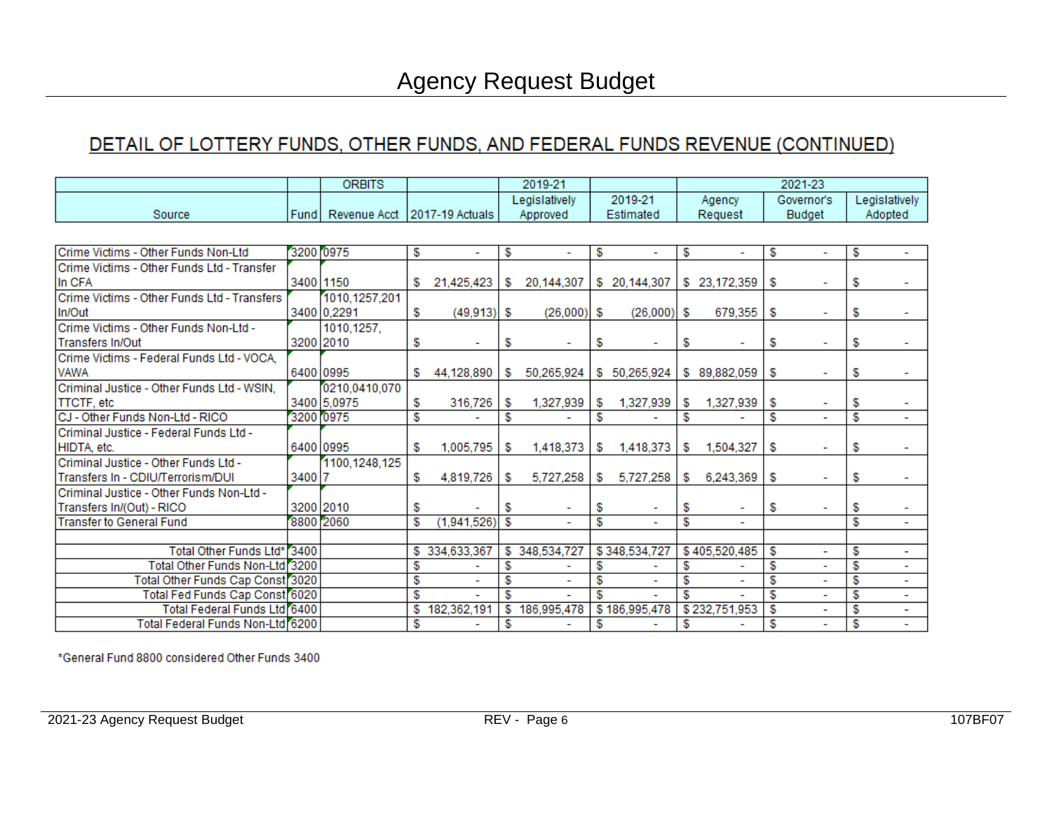# Agency Request Budget

## DETAIL OF LOTTERY FUNDS, OTHER FUNDS, AND FEDERAL FUNDS REVENUE (CONTINUED)

| Source | Fund | ORBITS Revenue Acct | 2017-19 Actuals | 2019-21 Legislatively Approved | 2019-21 Estimated | 2021-23 Agency Request | 2021-23 Governor's Budget | 2021-23 Legislatively Adopted |
|---|---|---|---|---|---|---|---|---|
| Crime Victims - Other Funds Non-Ltd | 3200 | 0975 | $ - | $ - | $ - | $ - | $ - | $ - |
| Crime Victims - Other Funds Ltd - Transfer In CFA | 3400 | 1150 | $ 21,425,423 | $ 20,144,307 | $ 20,144,307 | $ 23,172,359 | $ - | $ - |
| Crime Victims - Other Funds Ltd - Transfers In/Out | 3400 | 1010,1257,2010,2291 | $ (49,913) | $ (26,000) | $ (26,000) | $ 679,355 | $ - | $ - |
| Crime Victims - Other Funds Non-Ltd - Transfers In/Out | 3200 | 1010,1257,2010 | $ - | $ - | $ - | $ - | $ - | $ - |
| Crime Victims - Federal Funds Ltd - VOCA, VAWA | 6400 | 0995 | $ 44,128,890 | $ 50,265,924 | $ 50,265,924 | $ 89,882,059 | $ - | $ - |
| Criminal Justice - Other Funds Ltd - WSIN, TTCTF, etc | 3400 | 0210,0410,0705,0975 | $ 316,726 | $ 1,327,939 | $ 1,327,939 | $ 1,327,939 | $ - | $ - |
| CJ - Other Funds Non-Ltd - RICO | 3200 | 0975 | $ - | $ - | $ - | $ - | $ - | $ - |
| Criminal Justice - Federal Funds Ltd - HIDTA, etc. | 6400 | 0995 | $ 1,005,795 | $ 1,418,373 | $ 1,418,373 | $ 1,504,327 | $ - | $ - |
| Criminal Justice - Other Funds Ltd - Transfers In - CDIU/Terrorism/DUI | 3400 | 1100,1248,1257 | $ 4,819,726 | $ 5,727,258 | $ 5,727,258 | $ 6,243,369 | $ - | $ - |
| Criminal Justice - Other Funds Non-Ltd - Transfers In/(Out) - RICO | 3200 | 2010 | $ - | $ - | $ - | $ - | $ - | $ - |
| Transfer to General Fund | 8800 | 2060 | $ (1,941,526) | $ - | $ - | $ - | | $ - |
| | | | | | | | | |
| Total Other Funds Ltd* | 3400 | | $ 334,633,367 | $ 348,534,727 | $ 348,534,727 | $ 405,520,485 | $ - | $ - |
| Total Other Funds Non-Ltd | 3200 | | $ - | $ - | $ - | $ - | $ - | $ - |
| Total Other Funds Cap Const | 3020 | | $ - | $ - | $ - | $ - | $ - | $ - |
| Total Fed Funds Cap Const | 6020 | | $ - | $ - | $ - | $ - | $ - | $ - |
| Total Federal Funds Ltd | 6400 | | $ 182,362,191 | $ 186,995,478 | $ 186,995,478 | $ 232,751,953 | $ - | $ - |
| Total Federal Funds Non-Ltd | 6200 | | $ - | $ - | $ - | $ - | $ - | $ - |

*General Fund 8800 considered Other Funds 3400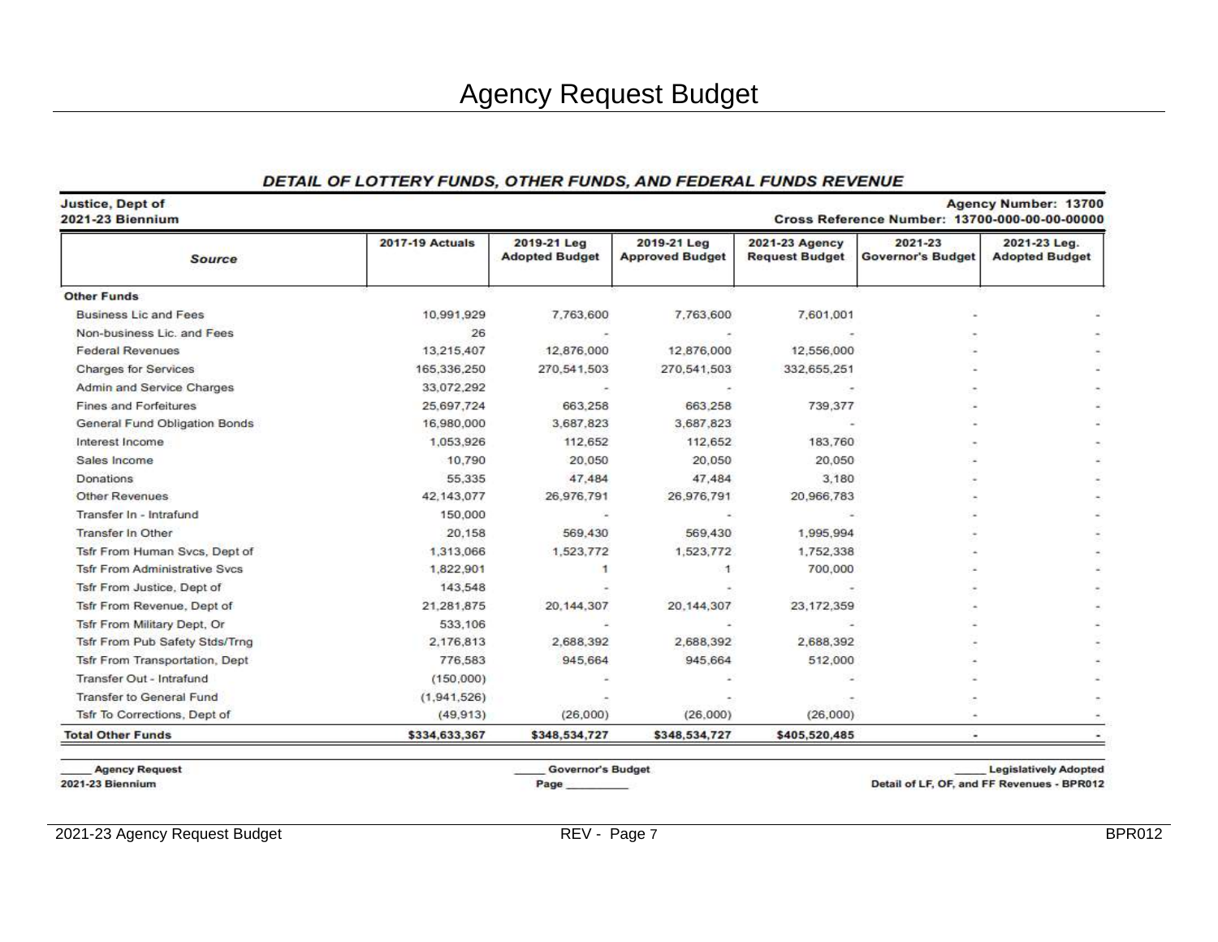# Agency Request Budget

## DETAIL OF LOTTERY FUNDS, OTHER FUNDS, AND FEDERAL FUNDS REVENUE

**Justice, Dept of**
**2021-23 Biennium**

**Agency Number: 13700**
**Cross Reference Number: 13700-000-00-00-00000**

| Source | 2017-19 Actuals | 2019-21 Leg Adopted Budget | 2019-21 Leg Approved Budget | 2021-23 Agency Request Budget | 2021-23 Governor's Budget | 2021-23 Leg. Adopted Budget |
|---|---|---|---|---|---|---|
| **Other Funds** | | | | | | |
| Business Lic and Fees | 10,991,929 | 7,763,600 | 7,763,600 | 7,601,001 | - | - |
| Non-business Lic. and Fees | 26 | - | - | - | - | - |
| Federal Revenues | 13,215,407 | 12,876,000 | 12,876,000 | 12,556,000 | - | - |
| Charges for Services | 165,336,250 | 270,541,503 | 270,541,503 | 332,655,251 | - | - |
| Admin and Service Charges | 33,072,292 | - | - | - | - | - |
| Fines and Forfeitures | 25,697,724 | 663,258 | 663,258 | 739,377 | - | - |
| General Fund Obligation Bonds | 16,980,000 | 3,687,823 | 3,687,823 | - | - | - |
| Interest Income | 1,053,926 | 112,652 | 112,652 | 183,760 | - | - |
| Sales Income | 10,790 | 20,050 | 20,050 | 20,050 | - | - |
| Donations | 55,335 | 47,484 | 47,484 | 3,180 | - | - |
| Other Revenues | 42,143,077 | 26,976,791 | 26,976,791 | 20,966,783 | - | - |
| Transfer In - Intrafund | 150,000 | - | - | - | - | - |
| Transfer In Other | 20,158 | 569,430 | 569,430 | 1,995,994 | - | - |
| Tsfr From Human Svcs, Dept of | 1,313,066 | 1,523,772 | 1,523,772 | 1,752,338 | - | - |
| Tsfr From Administrative Svcs | 1,822,901 | 1 | 1 | 700,000 | - | - |
| Tsfr From Justice, Dept of | 143,548 | - | - | - | - | - |
| Tsfr From Revenue, Dept of | 21,281,875 | 20,144,307 | 20,144,307 | 23,172,359 | - | - |
| Tsfr From Military Dept, Or | 533,106 | - | - | - | - | - |
| Tsfr From Pub Safety Stds/Trng | 2,176,813 | 2,688,392 | 2,688,392 | 2,688,392 | - | - |
| Tsfr From Transportation, Dept | 776,583 | 945,664 | 945,664 | 512,000 | - | - |
| Transfer Out - Intrafund | (150,000) | - | - | - | - | - |
| Transfer to General Fund | (1,941,526) | - | - | - | - | - |
| Tsfr To Corrections, Dept of | (49,913) | (26,000) | (26,000) | (26,000) | - | - |
| **Total Other Funds** | **$334,633,367** | **$348,534,727** | **$348,534,727** | **$405,520,485** | **-** | **-** |

_____ Agency Request _____ Governor's Budget _____ Legislatively Adopted

2021-23 Biennium Page __________ Detail of LF, OF, and FF Revenues - BPR012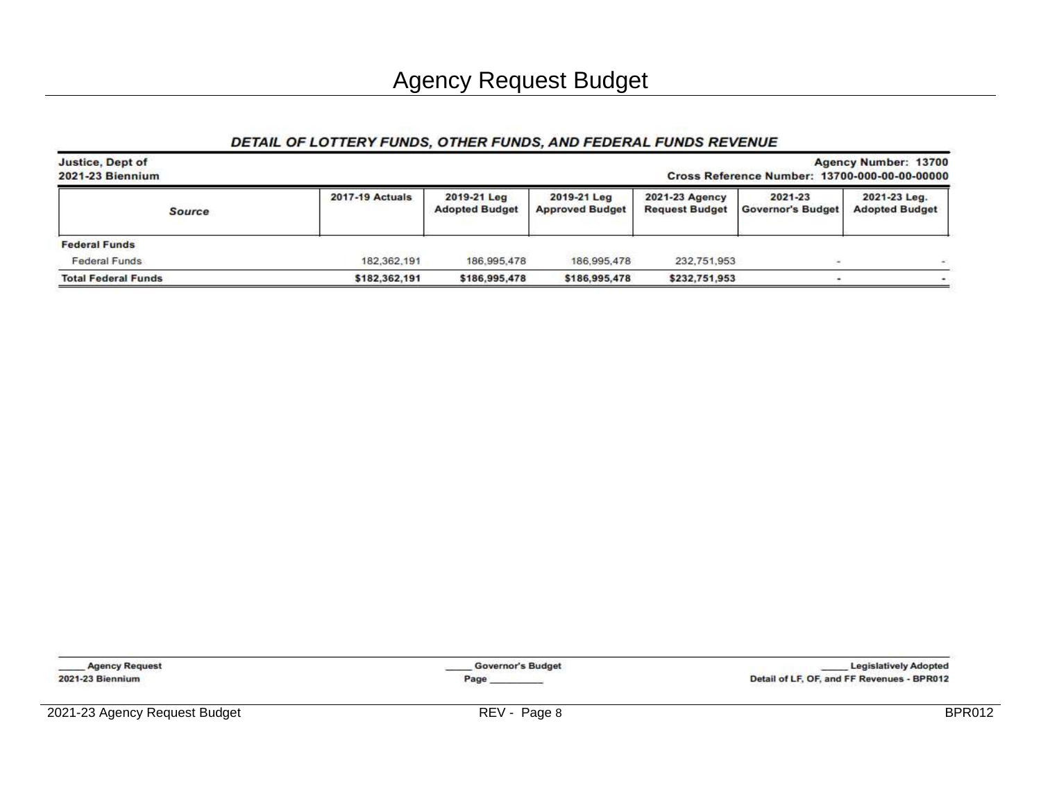# Agency Request Budget

## DETAIL OF LOTTERY FUNDS, OTHER FUNDS, AND FEDERAL FUNDS REVENUE

**Justice, Dept of**
**2021-23 Biennium**

**Agency Number: 13700**
**Cross Reference Number: 13700-000-00-00-00000**

| Source | 2017-19 Actuals | 2019-21 Leg Adopted Budget | 2019-21 Leg Approved Budget | 2021-23 Agency Request Budget | 2021-23 Governor's Budget | 2021-23 Leg. Adopted Budget |
|---|---|---|---|---|---|---|
| **Federal Funds** | | | | | | |
| Federal Funds | 182,362,191 | 186,995,478 | 186,995,478 | 232,751,953 | - | - |
| **Total Federal Funds** | **$182,362,191** | **$186,995,478** | **$186,995,478** | **$232,751,953** | **-** | **-** |

_____ Agency Request
2021-23 Biennium

_____ Governor's Budget
Page __________

_____ Legislatively Adopted
Detail of LF, OF, and FF Revenues - BPR012